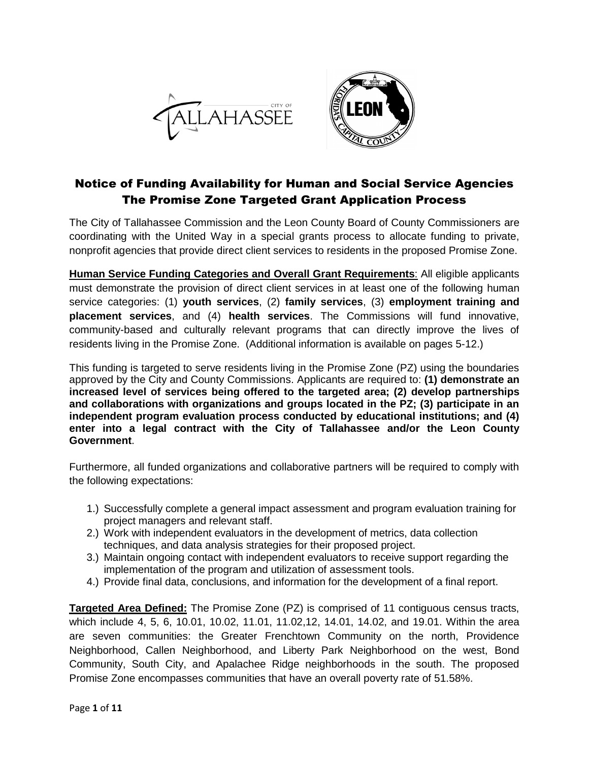# Notice of Funding Availability for Human and Social Service Agencies
# The Promise Zone Targeted Grant Application Process

The City of Tallahassee Commission and the Leon County Board of County Commissioners are coordinating with the United Way in a special grants process to allocate funding to private, nonprofit agencies that provide direct client services to residents in the proposed Promise Zone.

**Human Service Funding Categories and Overall Grant Requirements**: All eligible applicants must demonstrate the provision of direct client services in at least one of the following human service categories: (1) **youth services**, (2) **family services**, (3) **employment training and placement services**, and (4) **health services**. The Commissions will fund innovative, community-based and culturally relevant programs that can directly improve the lives of residents living in the Promise Zone. (Additional information is available on pages 5-12.)

This funding is targeted to serve residents living in the Promise Zone (PZ) using the boundaries approved by the City and County Commissions. Applicants are required to: **(1) demonstrate an increased level of services being offered to the targeted area; (2) develop partnerships and collaborations with organizations and groups located in the PZ; (3) participate in an independent program evaluation process conducted by educational institutions; and (4) enter into a legal contract with the City of Tallahassee and/or the Leon County Government**.

Furthermore, all funded organizations and collaborative partners will be required to comply with the following expectations:

1.) Successfully complete a general impact assessment and program evaluation training for project managers and relevant staff.
2.) Work with independent evaluators in the development of metrics, data collection techniques, and data analysis strategies for their proposed project.
3.) Maintain ongoing contact with independent evaluators to receive support regarding the implementation of the program and utilization of assessment tools.
4.) Provide final data, conclusions, and information for the development of a final report.

**Targeted Area Defined:** The Promise Zone (PZ) is comprised of 11 contiguous census tracts, which include 4, 5, 6, 10.01, 10.02, 11.01, 11.02,12, 14.01, 14.02, and 19.01. Within the area are seven communities: the Greater Frenchtown Community on the north, Providence Neighborhood, Callen Neighborhood, and Liberty Park Neighborhood on the west, Bond Community, South City, and Apalachee Ridge neighborhoods in the south. The proposed Promise Zone encompasses communities that have an overall poverty rate of 51.58%.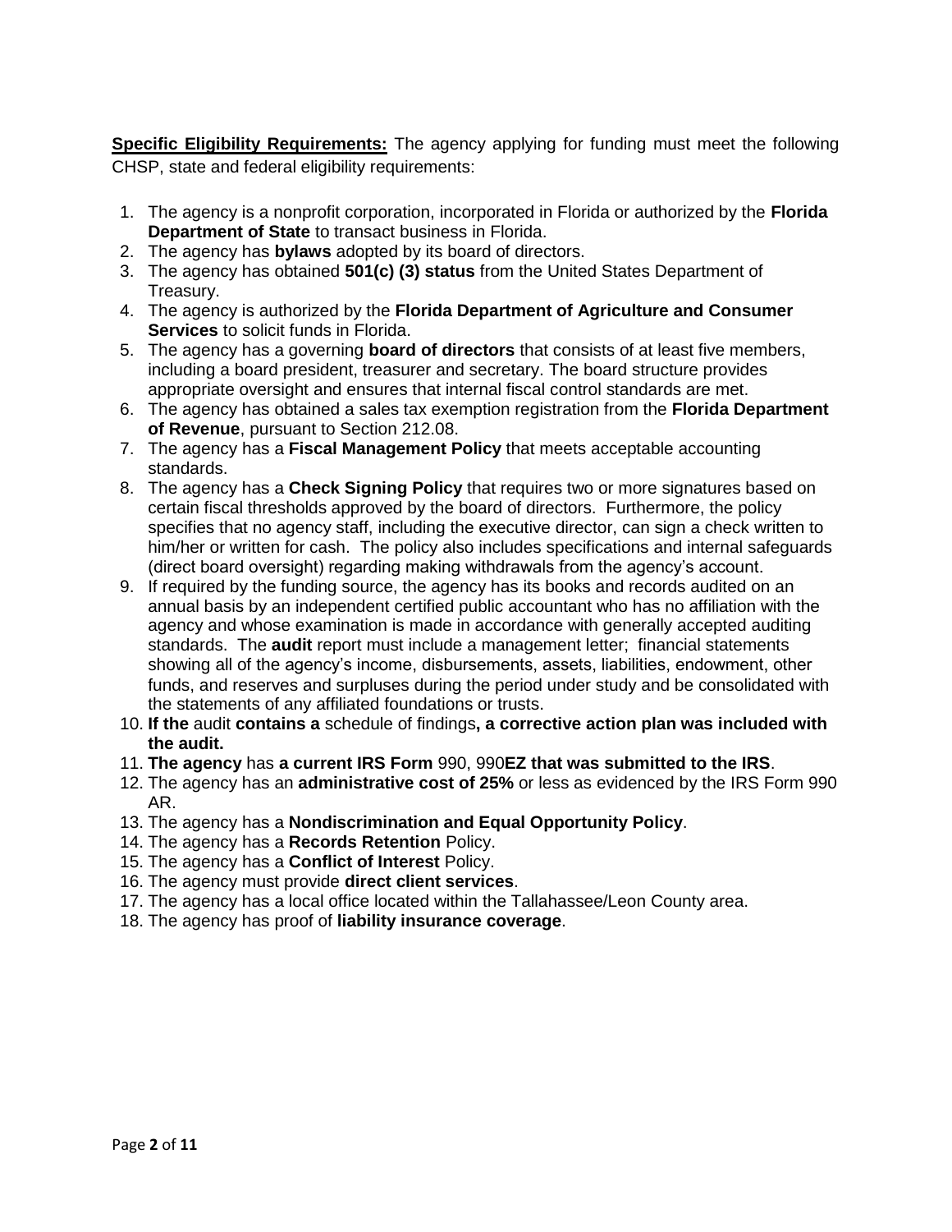<u>**Specific Eligibility Requirements:**</u> The agency applying for funding must meet the following CHSP, state and federal eligibility requirements:

1. The agency is a nonprofit corporation, incorporated in Florida or authorized by the **Florida Department of State** to transact business in Florida.
2. The agency has **bylaws** adopted by its board of directors.
3. The agency has obtained **501(c) (3) status** from the United States Department of Treasury.
4. The agency is authorized by the **Florida Department of Agriculture and Consumer Services** to solicit funds in Florida.
5. The agency has a governing **board of directors** that consists of at least five members, including a board president, treasurer and secretary. The board structure provides appropriate oversight and ensures that internal fiscal control standards are met.
6. The agency has obtained a sales tax exemption registration from the **Florida Department of Revenue**, pursuant to Section 212.08.
7. The agency has a **Fiscal Management Policy** that meets acceptable accounting standards.
8. The agency has a **Check Signing Policy** that requires two or more signatures based on certain fiscal thresholds approved by the board of directors. Furthermore, the policy specifies that no agency staff, including the executive director, can sign a check written to him/her or written for cash. The policy also includes specifications and internal safeguards (direct board oversight) regarding making withdrawals from the agency's account.
9. If required by the funding source, the agency has its books and records audited on an annual basis by an independent certified public accountant who has no affiliation with the agency and whose examination is made in accordance with generally accepted auditing standards. The **audit** report must include a management letter; financial statements showing all of the agency's income, disbursements, assets, liabilities, endowment, other funds, and reserves and surpluses during the period under study and be consolidated with the statements of any affiliated foundations or trusts.
10. **If the** audit **contains a** schedule of findings**, a corrective action plan was included with the audit.**
11. **The agency** has **a current IRS Form** 990, 990**EZ that was submitted to the IRS**.
12. The agency has an **administrative cost of 25%** or less as evidenced by the IRS Form 990 AR.
13. The agency has a **Nondiscrimination and Equal Opportunity Policy**.
14. The agency has a **Records Retention** Policy.
15. The agency has a **Conflict of Interest** Policy.
16. The agency must provide **direct client services**.
17. The agency has a local office located within the Tallahassee/Leon County area.
18. The agency has proof of **liability insurance coverage**.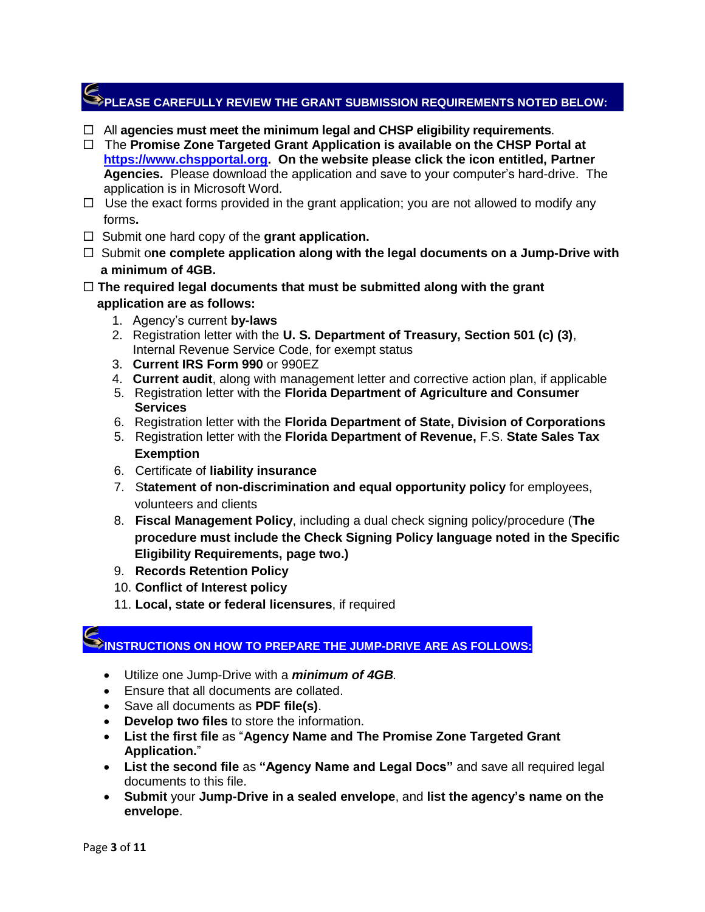## PLEASE CAREFULLY REVIEW THE GRANT SUBMISSION REQUIREMENTS NOTED BELOW:

- ☐ All **agencies must meet the minimum legal and CHSP eligibility requirements**.
- ☐ The **Promise Zone Targeted Grant Application is available on the CHSP Portal at [https://www.chspportal.org](https://www.chspportal.org). On the website please click the icon entitled, Partner Agencies.** Please download the application and save to your computer's hard-drive. The application is in Microsoft Word.
- ☐ Use the exact forms provided in the grant application; you are not allowed to modify any forms**.**
- ☐ Submit one hard copy of the **grant application.**
- ☐ Submit o**ne complete application along with the legal documents on a Jump-Drive with a minimum of 4GB.**
- ☐ **The required legal documents that must be submitted along with the grant application are as follows:**
  1. Agency's current **by-laws**
  2. Registration letter with the **U. S. Department of Treasury, Section 501 (c) (3)**, Internal Revenue Service Code, for exempt status
  3. **Current IRS Form 990** or 990EZ
  4. **Current audit**, along with management letter and corrective action plan, if applicable
  5. Registration letter with the **Florida Department of Agriculture and Consumer Services**
  6. Registration letter with the **Florida Department of State, Division of Corporations**
  5. Registration letter with the **Florida Department of Revenue,** F.S. **State Sales Tax Exemption**
  6. Certificate of **liability insurance**
  7. S**tatement of non-discrimination and equal opportunity policy** for employees, volunteers and clients
  8. **Fiscal Management Policy**, including a dual check signing policy/procedure (**The procedure must include the Check Signing Policy language noted in the Specific Eligibility Requirements, page two.)**
  9. **Records Retention Policy**
  10. **Conflict of Interest policy**
  11. **Local, state or federal licensures**, if required

## INSTRUCTIONS ON HOW TO PREPARE THE JUMP-DRIVE ARE AS FOLLOWS:

- Utilize one Jump-Drive with a ***minimum of 4GB***.
- Ensure that all documents are collated.
- Save all documents as **PDF file(s)**.
- **Develop two files** to store the information.
- **List the first file** as "**Agency Name and The Promise Zone Targeted Grant Application.**"
- **List the second file** as **"Agency Name and Legal Docs"** and save all required legal documents to this file.
- **Submit** your **Jump-Drive in a sealed envelope**, and **list the agency's name on the envelope**.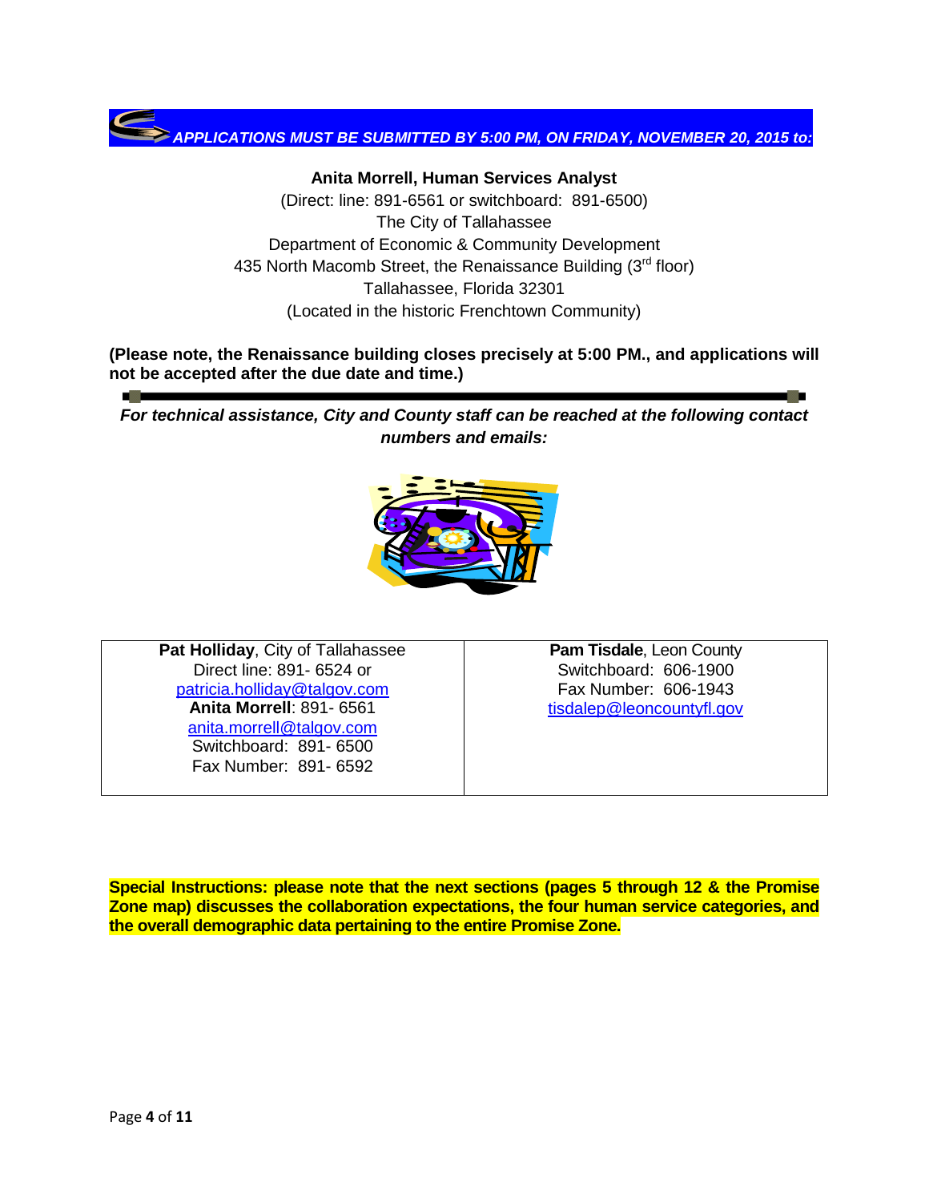***APPLICATIONS MUST BE SUBMITTED BY 5:00 PM, ON FRIDAY, NOVEMBER 20, 2015 to:***

**Anita Morrell, Human Services Analyst**
(Direct: line: 891-6561 or switchboard: 891-6500)
The City of Tallahassee
Department of Economic & Community Development
435 North Macomb Street, the Renaissance Building (3rd floor)
Tallahassee, Florida 32301
(Located in the historic Frenchtown Community)

**(Please note, the Renaissance building closes precisely at 5:00 PM., and applications will not be accepted after the due date and time.)**

---

***For technical assistance, City and County staff can be reached at the following contact numbers and emails:***

| **Pat Holliday**, City of Tallahassee<br>Direct line: 891- 6524 or<br>patricia.holliday@talgov.com<br>**Anita Morrell**: 891- 6561<br>anita.morrell@talgov.com<br>Switchboard: 891- 6500<br>Fax Number: 891- 6592 | **Pam Tisdale**, Leon County<br>Switchboard: 606-1900<br>Fax Number: 606-1943<br>tisdalep@leoncountyfl.gov |
|---|---|

**Special Instructions: please note that the next sections (pages 5 through 12 & the Promise Zone map) discusses the collaboration expectations, the four human service categories, and the overall demographic data pertaining to the entire Promise Zone.**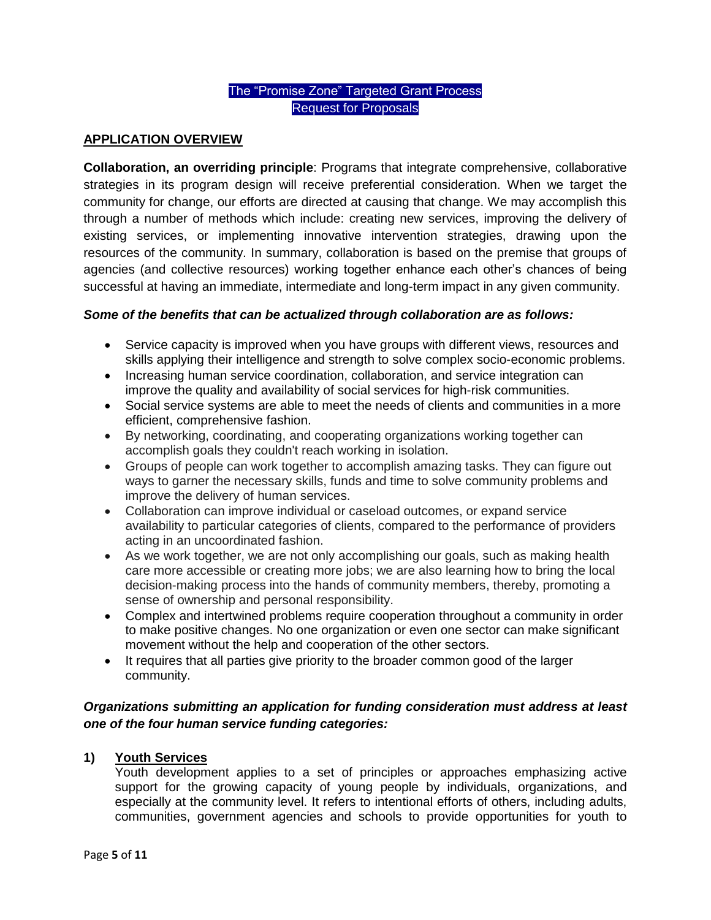# The "Promise Zone" Targeted Grant Process
## Request for Proposals

## APPLICATION OVERVIEW

**Collaboration, an overriding principle**: Programs that integrate comprehensive, collaborative strategies in its program design will receive preferential consideration. When we target the community for change, our efforts are directed at causing that change. We may accomplish this through a number of methods which include: creating new services, improving the delivery of existing services, or implementing innovative intervention strategies, drawing upon the resources of the community. In summary, collaboration is based on the premise that groups of agencies (and collective resources) working together enhance each other's chances of being successful at having an immediate, intermediate and long-term impact in any given community.

***Some of the benefits that can be actualized through collaboration are as follows:***

- Service capacity is improved when you have groups with different views, resources and skills applying their intelligence and strength to solve complex socio-economic problems.
- Increasing human service coordination, collaboration, and service integration can improve the quality and availability of social services for high-risk communities.
- Social service systems are able to meet the needs of clients and communities in a more efficient, comprehensive fashion.
- By networking, coordinating, and cooperating organizations working together can accomplish goals they couldn't reach working in isolation.
- Groups of people can work together to accomplish amazing tasks. They can figure out ways to garner the necessary skills, funds and time to solve community problems and improve the delivery of human services.
- Collaboration can improve individual or caseload outcomes, or expand service availability to particular categories of clients, compared to the performance of providers acting in an uncoordinated fashion.
- As we work together, we are not only accomplishing our goals, such as making health care more accessible or creating more jobs; we are also learning how to bring the local decision-making process into the hands of community members, thereby, promoting a sense of ownership and personal responsibility.
- Complex and intertwined problems require cooperation throughout a community in order to make positive changes. No one organization or even one sector can make significant movement without the help and cooperation of the other sectors.
- It requires that all parties give priority to the broader common good of the larger community.

***Organizations submitting an application for funding consideration must address at least one of the four human service funding categories:***

1) **Youth Services**

   Youth development applies to a set of principles or approaches emphasizing active support for the growing capacity of young people by individuals, organizations, and especially at the community level. It refers to intentional efforts of others, including adults, communities, government agencies and schools to provide opportunities for youth to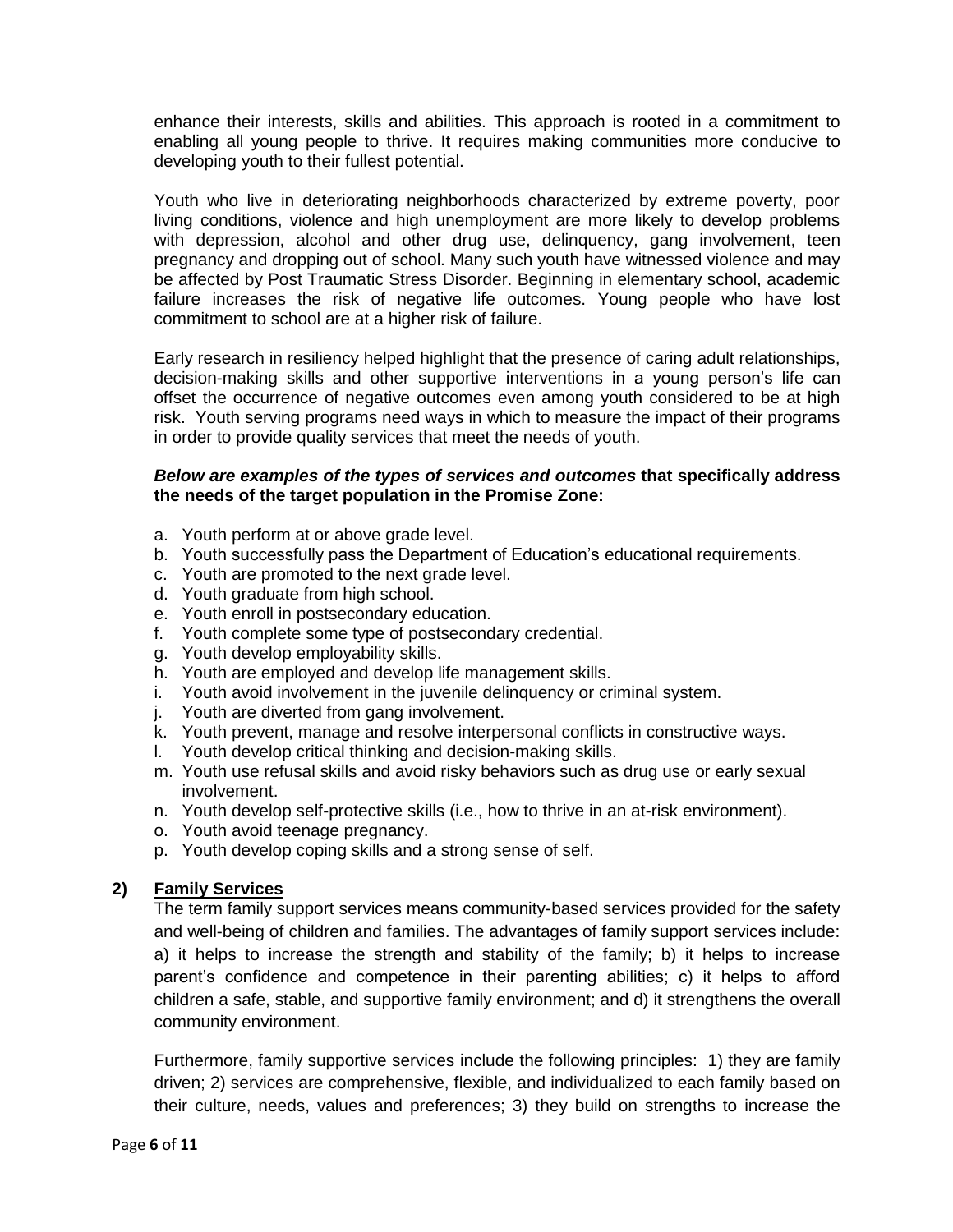enhance their interests, skills and abilities. This approach is rooted in a commitment to enabling all young people to thrive. It requires making communities more conducive to developing youth to their fullest potential.

Youth who live in deteriorating neighborhoods characterized by extreme poverty, poor living conditions, violence and high unemployment are more likely to develop problems with depression, alcohol and other drug use, delinquency, gang involvement, teen pregnancy and dropping out of school. Many such youth have witnessed violence and may be affected by Post Traumatic Stress Disorder. Beginning in elementary school, academic failure increases the risk of negative life outcomes. Young people who have lost commitment to school are at a higher risk of failure.

Early research in resiliency helped highlight that the presence of caring adult relationships, decision-making skills and other supportive interventions in a young person's life can offset the occurrence of negative outcomes even among youth considered to be at high risk. Youth serving programs need ways in which to measure the impact of their programs in order to provide quality services that meet the needs of youth.

***Below are examples of the types of services and outcomes*** **that specifically address the needs of the target population in the Promise Zone:**

a. Youth perform at or above grade level.
b. Youth successfully pass the Department of Education's educational requirements.
c. Youth are promoted to the next grade level.
d. Youth graduate from high school.
e. Youth enroll in postsecondary education.
f. Youth complete some type of postsecondary credential.
g. Youth develop employability skills.
h. Youth are employed and develop life management skills.
i. Youth avoid involvement in the juvenile delinquency or criminal system.
j. Youth are diverted from gang involvement.
k. Youth prevent, manage and resolve interpersonal conflicts in constructive ways.
l. Youth develop critical thinking and decision-making skills.
m. Youth use refusal skills and avoid risky behaviors such as drug use or early sexual involvement.
n. Youth develop self-protective skills (i.e., how to thrive in an at-risk environment).
o. Youth avoid teenage pregnancy.
p. Youth develop coping skills and a strong sense of self.

## 2) Family Services

The term family support services means community-based services provided for the safety and well-being of children and families. The advantages of family support services include: a) it helps to increase the strength and stability of the family; b) it helps to increase parent's confidence and competence in their parenting abilities; c) it helps to afford children a safe, stable, and supportive family environment; and d) it strengthens the overall community environment.

Furthermore, family supportive services include the following principles: 1) they are family driven; 2) services are comprehensive, flexible, and individualized to each family based on their culture, needs, values and preferences; 3) they build on strengths to increase the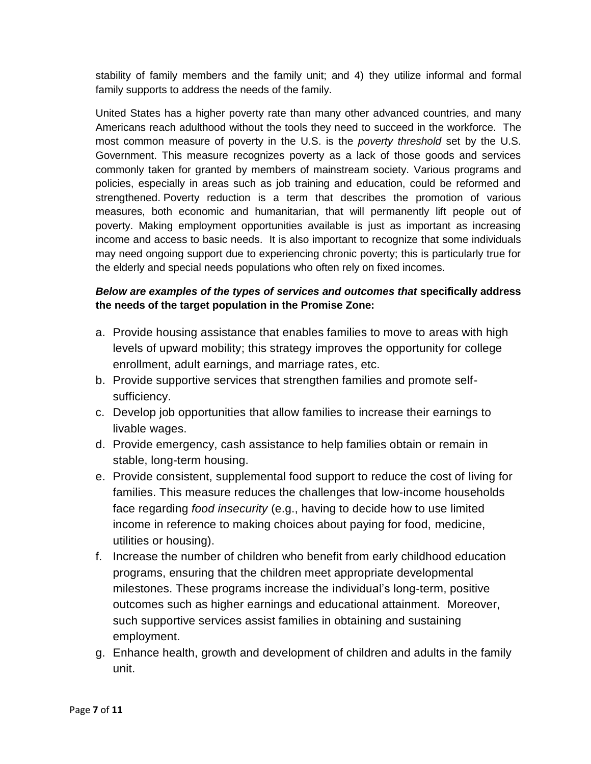stability of family members and the family unit; and 4) they utilize informal and formal family supports to address the needs of the family.

United States has a higher poverty rate than many other advanced countries, and many Americans reach adulthood without the tools they need to succeed in the workforce. The most common measure of poverty in the U.S. is the *poverty threshold* set by the U.S. Government. This measure recognizes poverty as a lack of those goods and services commonly taken for granted by members of mainstream society. Various programs and policies, especially in areas such as job training and education, could be reformed and strengthened. Poverty reduction is a term that describes the promotion of various measures, both economic and humanitarian, that will permanently lift people out of poverty. Making employment opportunities available is just as important as increasing income and access to basic needs. It is also important to recognize that some individuals may need ongoing support due to experiencing chronic poverty; this is particularly true for the elderly and special needs populations who often rely on fixed incomes.

***Below are examples of the types of services and outcomes that* specifically address the needs of the target population in the Promise Zone:**

a. Provide housing assistance that enables families to move to areas with high levels of upward mobility; this strategy improves the opportunity for college enrollment, adult earnings, and marriage rates, etc.
b. Provide supportive services that strengthen families and promote self-sufficiency.
c. Develop job opportunities that allow families to increase their earnings to livable wages.
d. Provide emergency, cash assistance to help families obtain or remain in stable, long-term housing.
e. Provide consistent, supplemental food support to reduce the cost of living for families. This measure reduces the challenges that low-income households face regarding *food insecurity* (e.g., having to decide how to use limited income in reference to making choices about paying for food, medicine, utilities or housing).
f. Increase the number of children who benefit from early childhood education programs, ensuring that the children meet appropriate developmental milestones. These programs increase the individual's long-term, positive outcomes such as higher earnings and educational attainment. Moreover, such supportive services assist families in obtaining and sustaining employment.
g. Enhance health, growth and development of children and adults in the family unit.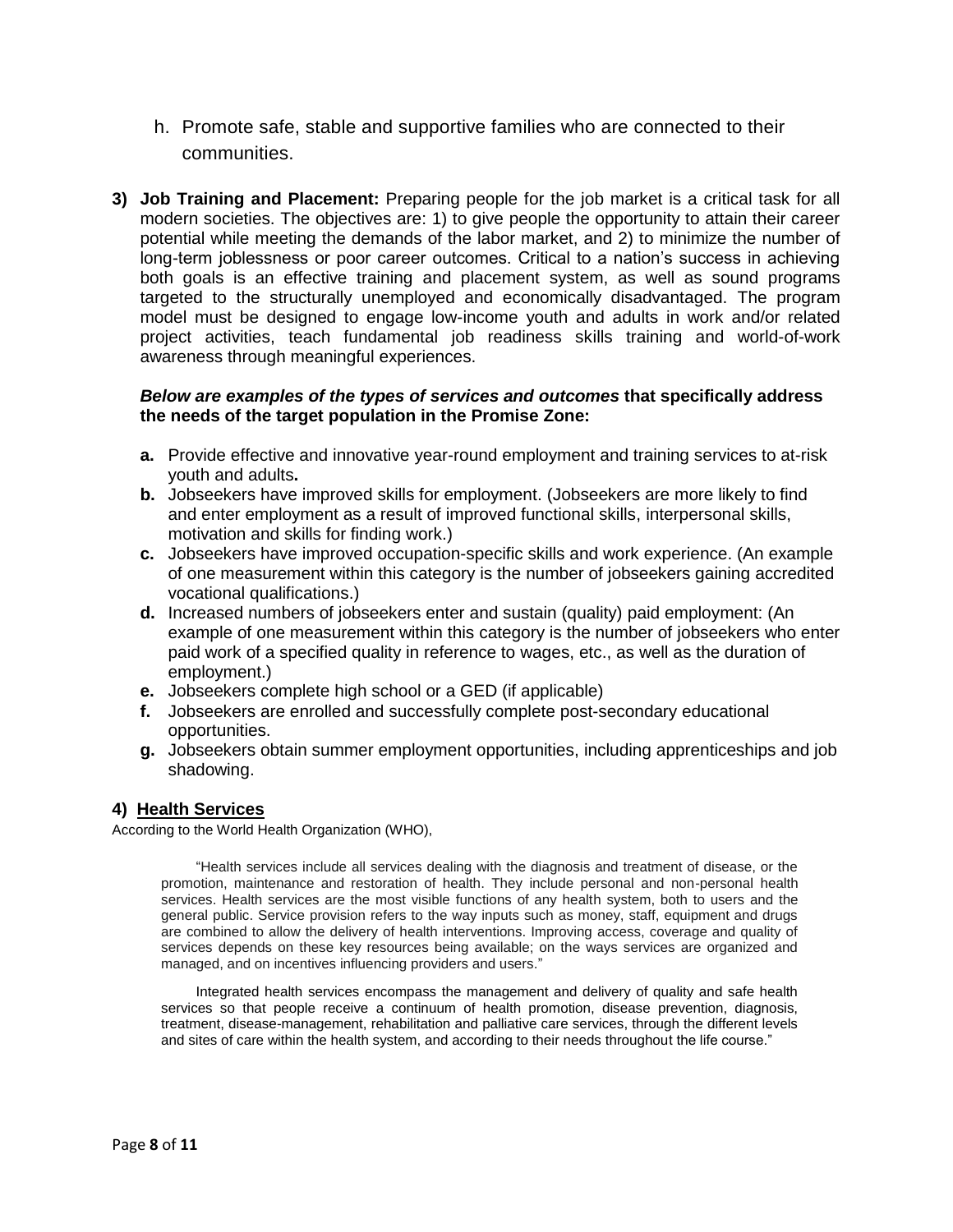h. Promote safe, stable and supportive families who are connected to their communities.

**3) Job Training and Placement:** Preparing people for the job market is a critical task for all modern societies. The objectives are: 1) to give people the opportunity to attain their career potential while meeting the demands of the labor market, and 2) to minimize the number of long-term joblessness or poor career outcomes. Critical to a nation's success in achieving both goals is an effective training and placement system, as well as sound programs targeted to the structurally unemployed and economically disadvantaged. The program model must be designed to engage low-income youth and adults in work and/or related project activities, teach fundamental job readiness skills training and world-of-work awareness through meaningful experiences.

***Below are examples of the types of services and outcomes*** **that specifically address the needs of the target population in the Promise Zone:**

- **a.** Provide effective and innovative year-round employment and training services to at-risk youth and adults**.**
- **b.** Jobseekers have improved skills for employment. (Jobseekers are more likely to find and enter employment as a result of improved functional skills, interpersonal skills, motivation and skills for finding work.)
- **c.** Jobseekers have improved occupation-specific skills and work experience. (An example of one measurement within this category is the number of jobseekers gaining accredited vocational qualifications.)
- **d.** Increased numbers of jobseekers enter and sustain (quality) paid employment: (An example of one measurement within this category is the number of jobseekers who enter paid work of a specified quality in reference to wages, etc., as well as the duration of employment.)
- **e.** Jobseekers complete high school or a GED (if applicable)
- **f.** Jobseekers are enrolled and successfully complete post-secondary educational opportunities.
- **g.** Jobseekers obtain summer employment opportunities, including apprenticeships and job shadowing.

## 4) Health Services

According to the World Health Organization (WHO),

> "Health services include all services dealing with the diagnosis and treatment of disease, or the promotion, maintenance and restoration of health. They include personal and non-personal health services. Health services are the most visible functions of any health system, both to users and the general public. Service provision refers to the way inputs such as money, staff, equipment and drugs are combined to allow the delivery of health interventions. Improving access, coverage and quality of services depends on these key resources being available; on the ways services are organized and managed, and on incentives influencing providers and users."
>
> Integrated health services encompass the management and delivery of quality and safe health services so that people receive a continuum of health promotion, disease prevention, diagnosis, treatment, disease-management, rehabilitation and palliative care services, through the different levels and sites of care within the health system, and according to their needs throughout the life course."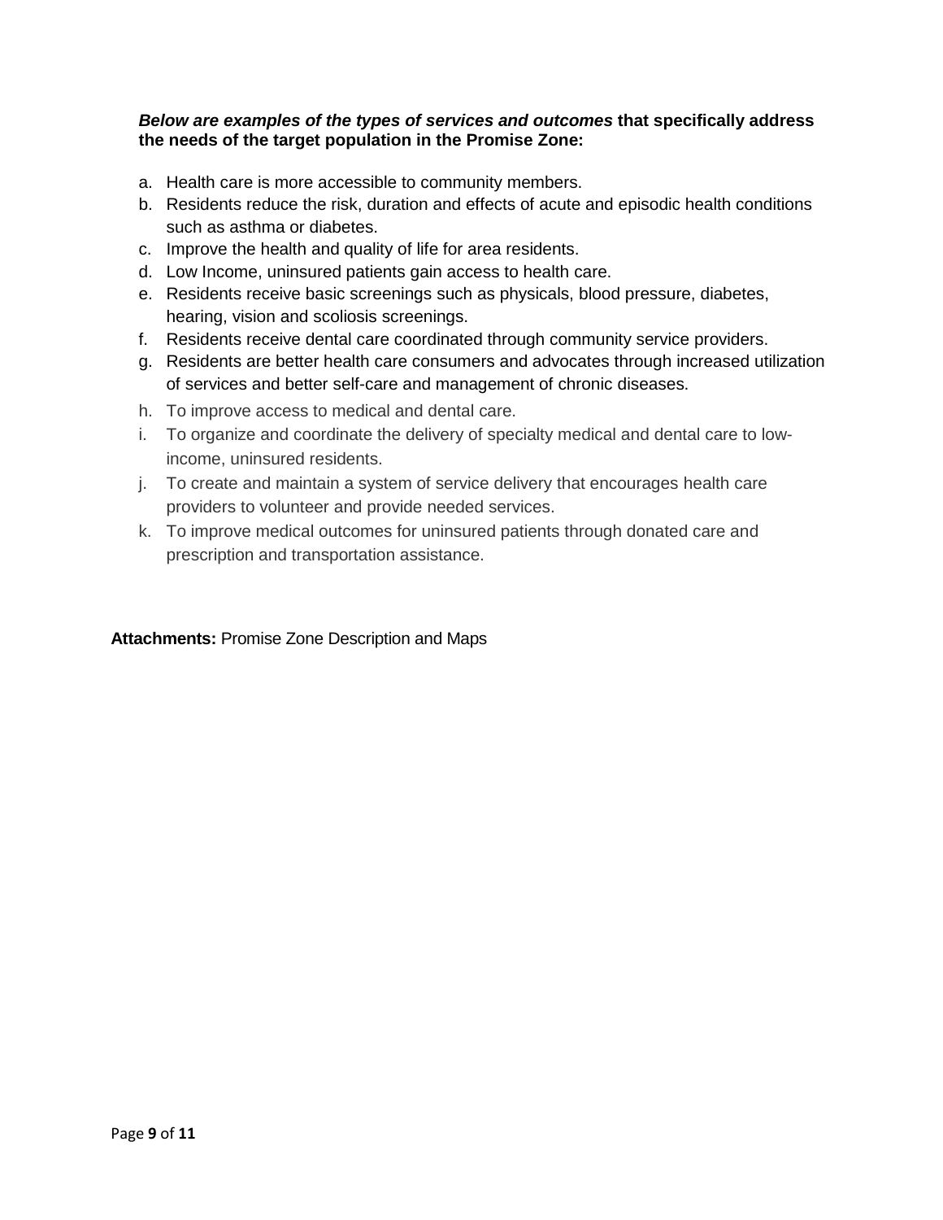***Below are examples of the types of services and outcomes*** **that specifically address the needs of the target population in the Promise Zone:**

a. Health care is more accessible to community members.
b. Residents reduce the risk, duration and effects of acute and episodic health conditions such as asthma or diabetes.
c. Improve the health and quality of life for area residents.
d. Low Income, uninsured patients gain access to health care.
e. Residents receive basic screenings such as physicals, blood pressure, diabetes, hearing, vision and scoliosis screenings.
f. Residents receive dental care coordinated through community service providers.
g. Residents are better health care consumers and advocates through increased utilization of services and better self-care and management of chronic diseases.
h. To improve access to medical and dental care.
i. To organize and coordinate the delivery of specialty medical and dental care to low-income, uninsured residents.
j. To create and maintain a system of service delivery that encourages health care providers to volunteer and provide needed services.
k. To improve medical outcomes for uninsured patients through donated care and prescription and transportation assistance.

**Attachments:** Promise Zone Description and Maps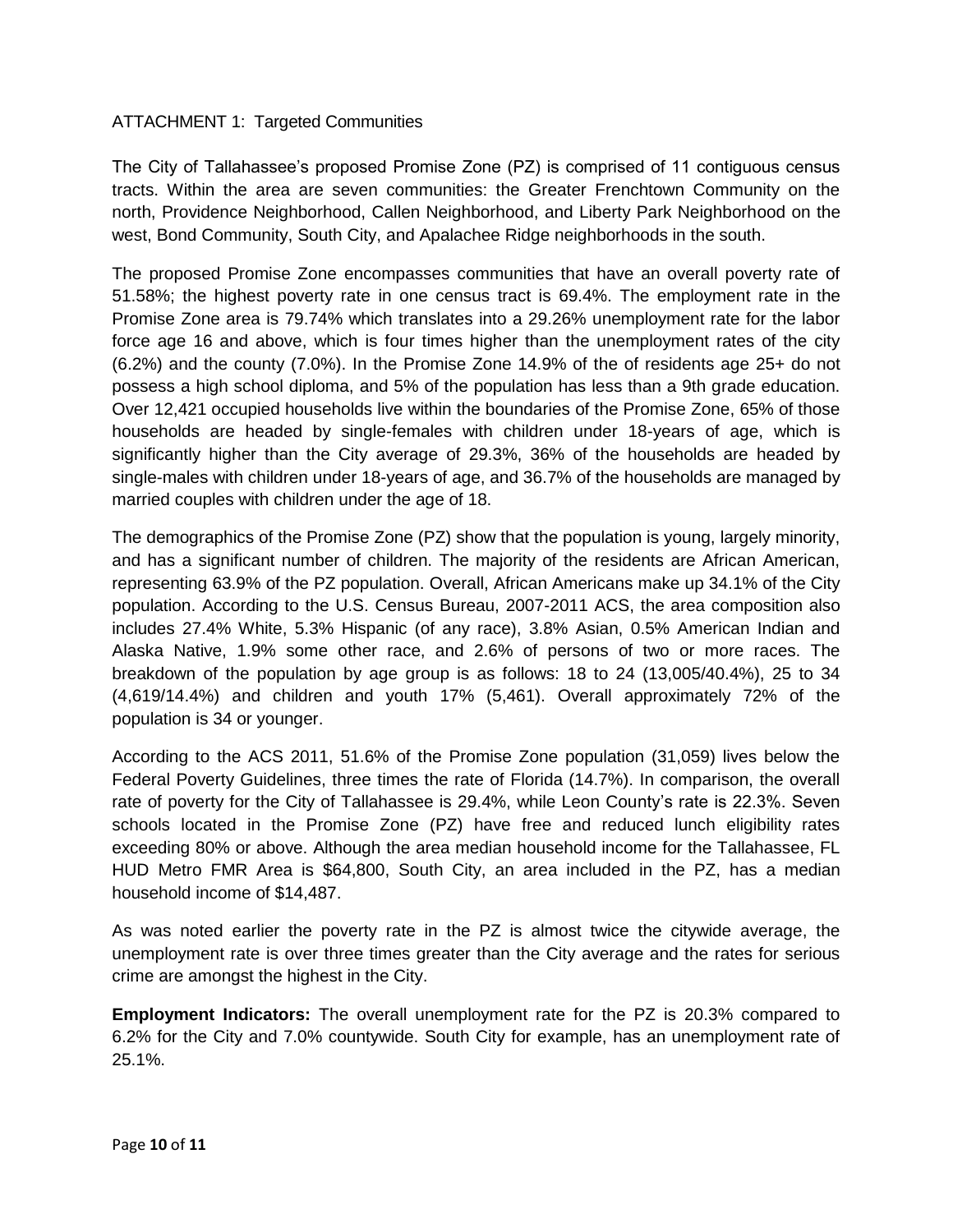ATTACHMENT 1: Targeted Communities

The City of Tallahassee's proposed Promise Zone (PZ) is comprised of 11 contiguous census tracts. Within the area are seven communities: the Greater Frenchtown Community on the north, Providence Neighborhood, Callen Neighborhood, and Liberty Park Neighborhood on the west, Bond Community, South City, and Apalachee Ridge neighborhoods in the south.

The proposed Promise Zone encompasses communities that have an overall poverty rate of 51.58%; the highest poverty rate in one census tract is 69.4%. The employment rate in the Promise Zone area is 79.74% which translates into a 29.26% unemployment rate for the labor force age 16 and above, which is four times higher than the unemployment rates of the city (6.2%) and the county (7.0%). In the Promise Zone 14.9% of the of residents age 25+ do not possess a high school diploma, and 5% of the population has less than a 9th grade education. Over 12,421 occupied households live within the boundaries of the Promise Zone, 65% of those households are headed by single-females with children under 18-years of age, which is significantly higher than the City average of 29.3%, 36% of the households are headed by single-males with children under 18-years of age, and 36.7% of the households are managed by married couples with children under the age of 18.

The demographics of the Promise Zone (PZ) show that the population is young, largely minority, and has a significant number of children. The majority of the residents are African American, representing 63.9% of the PZ population. Overall, African Americans make up 34.1% of the City population. According to the U.S. Census Bureau, 2007-2011 ACS, the area composition also includes 27.4% White, 5.3% Hispanic (of any race), 3.8% Asian, 0.5% American Indian and Alaska Native, 1.9% some other race, and 2.6% of persons of two or more races. The breakdown of the population by age group is as follows: 18 to 24 (13,005/40.4%), 25 to 34 (4,619/14.4%) and children and youth 17% (5,461). Overall approximately 72% of the population is 34 or younger.

According to the ACS 2011, 51.6% of the Promise Zone population (31,059) lives below the Federal Poverty Guidelines, three times the rate of Florida (14.7%). In comparison, the overall rate of poverty for the City of Tallahassee is 29.4%, while Leon County's rate is 22.3%. Seven schools located in the Promise Zone (PZ) have free and reduced lunch eligibility rates exceeding 80% or above. Although the area median household income for the Tallahassee, FL HUD Metro FMR Area is $64,800, South City, an area included in the PZ, has a median household income of $14,487.

As was noted earlier the poverty rate in the PZ is almost twice the citywide average, the unemployment rate is over three times greater than the City average and the rates for serious crime are amongst the highest in the City.

**Employment Indicators:** The overall unemployment rate for the PZ is 20.3% compared to 6.2% for the City and 7.0% countywide. South City for example, has an unemployment rate of 25.1%.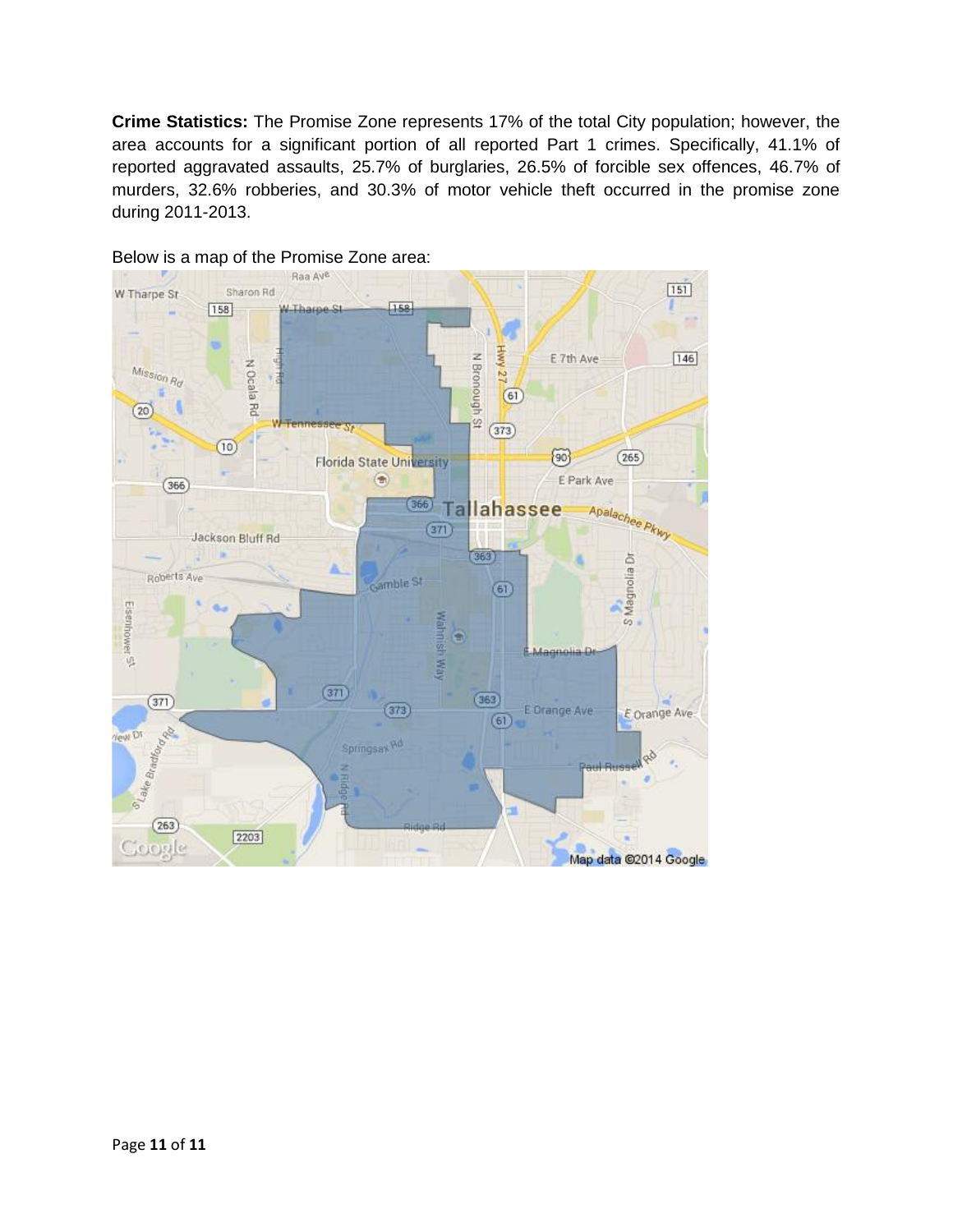**Crime Statistics:** The Promise Zone represents 17% of the total City population; however, the area accounts for a significant portion of all reported Part 1 crimes. Specifically, 41.1% of reported aggravated assaults, 25.7% of burglaries, 26.5% of forcible sex offences, 46.7% of murders, 32.6% robberies, and 30.3% of motor vehicle theft occurred in the promise zone during 2011-2013.

Below is a map of the Promise Zone area: